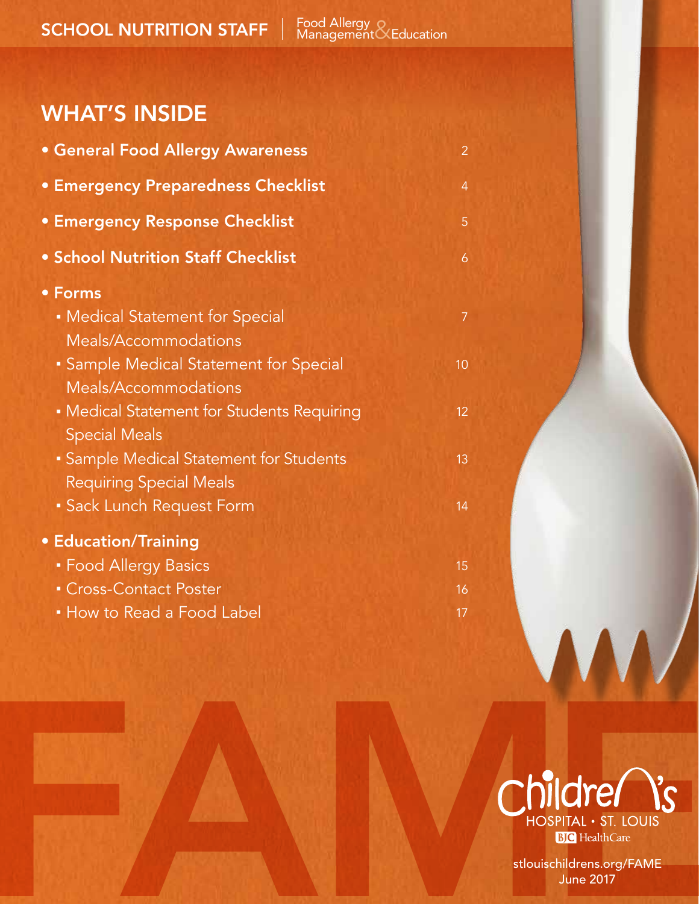SCHOOL NUTRITION STAFF | Food Allergy Management & Education

## WHAT'S INSIDE

- **General Food Allergy Awareness** 2
- **Emergency Preparedness Checklist** 4
- **Emergency Response Checklist** 5
- **School Nutrition Staff Checklist** 6
- **Forms**
  - Medical Statement for Special Meals/Accommodations 7
  - Sample Medical Statement for Special Meals/Accommodations 10
  - Medical Statement for Students Requiring Special Meals 12
  - Sample Medical Statement for Students Requiring Special Meals 13
  - Sack Lunch Request Form 14
- **Education/Training**
  - Food Allergy Basics 15
  - Cross-Contact Poster 16
  - How to Read a Food Label 17

FAME

Children's HOSPITAL • ST. LOUIS

BJC HealthCare

stlouischildrens.org/FAME

June 2017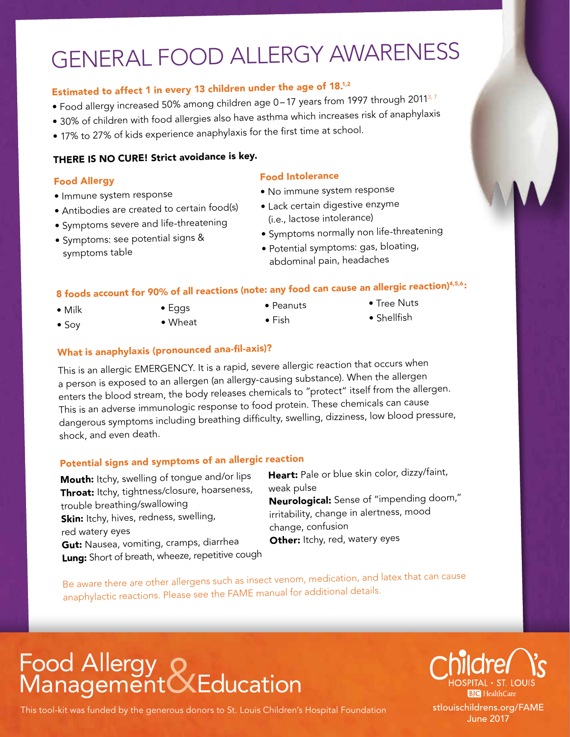# GENERAL FOOD ALLERGY AWARENESS

## Estimated to affect 1 in every 13 children under the age of 18.[1,2]

- Food allergy increased 50% among children age 0–17 years from 1997 through 2011[3,7]
- 30% of children with food allergies also have asthma which increases risk of anaphylaxis
- 17% to 27% of kids experience anaphylaxis for the first time at school.

**THERE IS NO CURE! Strict avoidance is key.**

### Food Allergy

- Immune system response
- Antibodies are created to certain food(s)
- Symptoms severe and life-threatening
- Symptoms: see potential signs & symptoms table

### Food Intolerance

- No immune system response
- Lack certain digestive enzyme (i.e., lactose intolerance)
- Symptoms normally non life-threatening
- Potential symptoms: gas, bloating, abdominal pain, headaches

### 8 foods account for 90% of all reactions (note: any food can cause an allergic reaction)[4,5,6]:

- Milk
- Soy
- Eggs
- Wheat
- Peanuts
- Fish
- Tree Nuts
- Shellfish

### What is anaphylaxis (pronounced ana-fil-axis)?

This is an allergic EMERGENCY. It is a rapid, severe allergic reaction that occurs when a person is exposed to an allergen (an allergy-causing substance). When the allergen enters the blood stream, the body releases chemicals to "protect" itself from the allergen. This is an adverse immunologic response to food protein. These chemicals can cause dangerous symptoms including breathing difficulty, swelling, dizziness, low blood pressure, shock, and even death.

### Potential signs and symptoms of an allergic reaction

**Mouth:** Itchy, swelling of tongue and/or lips
**Throat:** Itchy, tightness/closure, hoarseness, trouble breathing/swallowing
**Skin:** Itchy, hives, redness, swelling, red watery eyes
**Gut:** Nausea, vomiting, cramps, diarrhea
**Lung:** Short of breath, wheeze, repetitive cough
**Heart:** Pale or blue skin color, dizzy/faint, weak pulse
**Neurological:** Sense of "impending doom," irritability, change in alertness, mood change, confusion
**Other:** Itchy, red, watery eyes

Be aware there are other allergens such as insect venom, medication, and latex that can cause anaphylactic reactions. Please see the FAME manual for additional details.

Food Allergy & Management Education

This tool-kit was funded by the generous donors to St. Louis Children's Hospital Foundation

Children's Hospital · St. Louis
BJC HealthCare
stlouischildrens.org/FAME
June 2017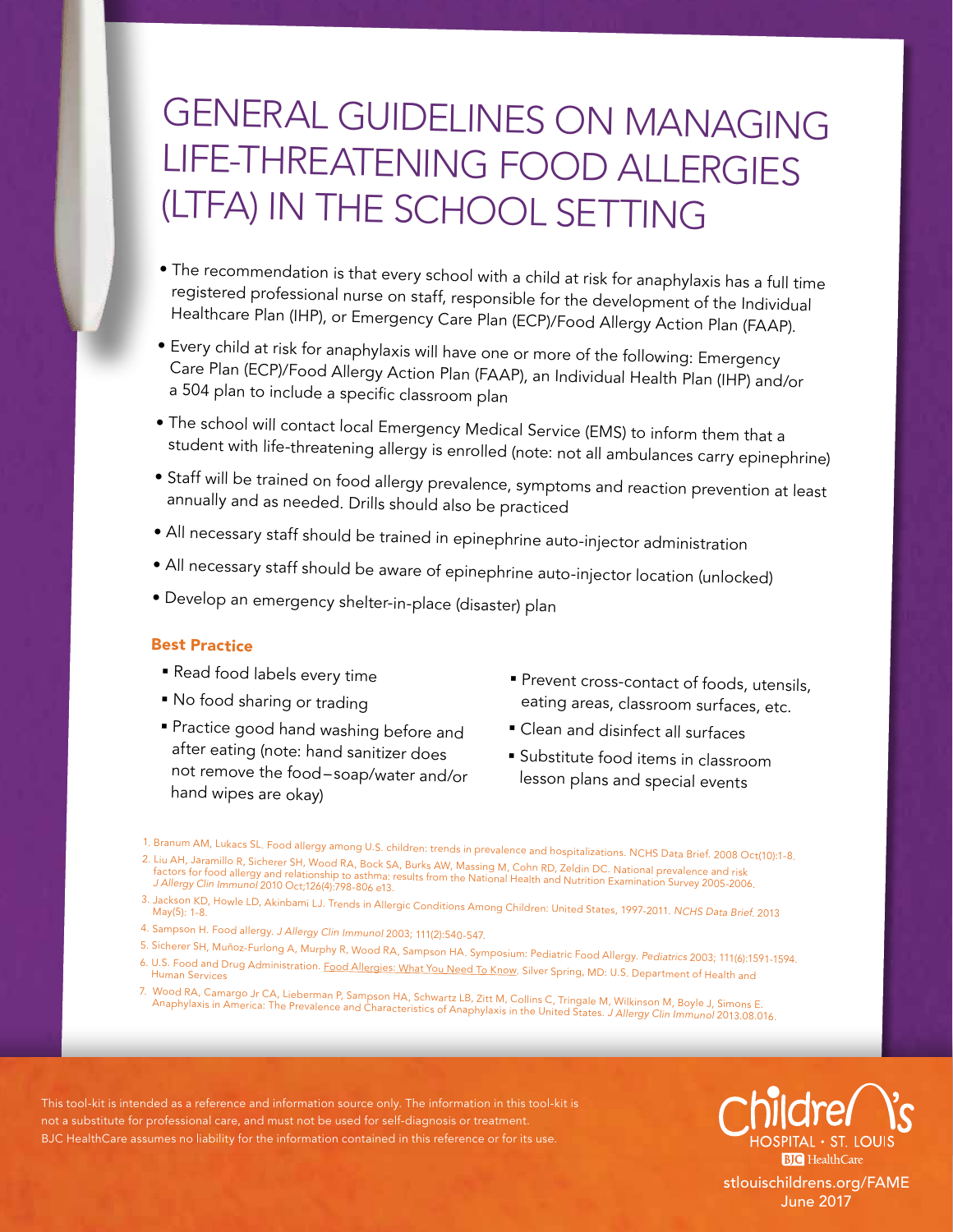# GENERAL GUIDELINES ON MANAGING LIFE-THREATENING FOOD ALLERGIES (LTFA) IN THE SCHOOL SETTING

- The recommendation is that every school with a child at risk for anaphylaxis has a full time registered professional nurse on staff, responsible for the development of the Individual Healthcare Plan (IHP), or Emergency Care Plan (ECP)/Food Allergy Action Plan (FAAP).
- Every child at risk for anaphylaxis will have one or more of the following: Emergency Care Plan (ECP)/Food Allergy Action Plan (FAAP), an Individual Health Plan (IHP) and/or a 504 plan to include a specific classroom plan
- The school will contact local Emergency Medical Service (EMS) to inform them that a student with life-threatening allergy is enrolled (note: not all ambulances carry epinephrine)
- Staff will be trained on food allergy prevalence, symptoms and reaction prevention at least annually and as needed. Drills should also be practiced
- All necessary staff should be trained in epinephrine auto-injector administration
- All necessary staff should be aware of epinephrine auto-injector location (unlocked)
- Develop an emergency shelter-in-place (disaster) plan

### Best Practice

- Read food labels every time
- No food sharing or trading
- Practice good hand washing before and after eating (note: hand sanitizer does not remove the food–soap/water and/or hand wipes are okay)
- Prevent cross-contact of foods, utensils, eating areas, classroom surfaces, etc.
- Clean and disinfect all surfaces
- Substitute food items in classroom lesson plans and special events

1. Branum AM, Lukacs SL. Food allergy among U.S. children: trends in prevalence and hospitalizations. NCHS Data Brief. 2008 Oct(10):1-8.
2. Liu AH, Jaramillo R, Sicherer SH, Wood RA, Bock SA, Burks AW, Massing M, Cohn RD, Zeldin DC. National prevalence and risk factors for food allergy and relationship to asthma: results from the National Health and Nutrition Examination Survey 2005-2006. *J Allergy Clin Immunol* 2010 Oct;126(4):798-806 e13.
3. Jackson KD, Howle LD, Akinbami LJ. Trends in Allergic Conditions Among Children: United States, 1997-2011. *NCHS Data Brief*. 2013 May(5): 1-8.
4. Sampson H. Food allergy. *J Allergy Clin Immunol* 2003; 111(2):540-547.
5. Sicherer SH, Muñoz-Furlong A, Murphy R, Wood RA, Sampson HA. Symposium: Pediatric Food Allergy. *Pediatrics* 2003; 111(6):1591-1594.
6. U.S. Food and Drug Administration. Food Allergies: What You Need To Know. Silver Spring, MD: U.S. Department of Health and Human Services
7. Wood RA, Camargo Jr CA, Lieberman P, Sampson HA, Schwartz LB, Zitt M, Collins C, Tringale M, Wilkinson M, Boyle J, Simons E. Anaphylaxis in America: The Prevalence and Characteristics of Anaphylaxis in the United States. *J Allergy Clin Immunol* 2013.08.016.

This tool-kit is intended as a reference and information source only. The information in this tool-kit is not a substitute for professional care, and must not be used for self-diagnosis or treatment. BJC HealthCare assumes no liability for the information contained in this reference or for its use.

Children's Hospital • St. Louis
BJC HealthCare
stlouischildrens.org/FAME
June 2017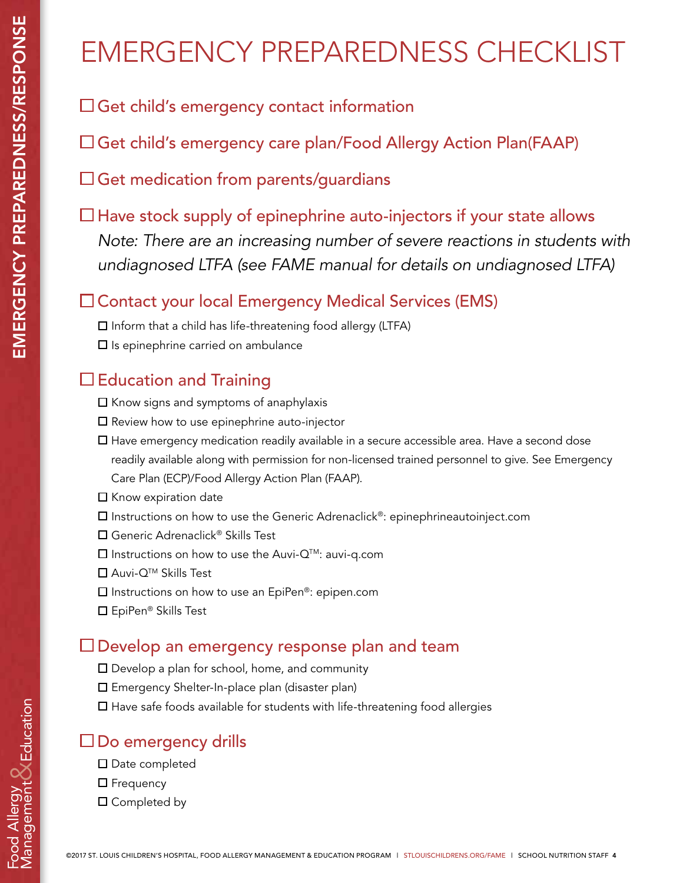# EMERGENCY PREPAREDNESS CHECKLIST

- ☐ Get child's emergency contact information
- ☐ Get child's emergency care plan/Food Allergy Action Plan(FAAP)
- ☐ Get medication from parents/guardians
- ☐ Have stock supply of epinephrine auto-injectors if your state allows

  *Note: There are an increasing number of severe reactions in students with undiagnosed LTFA (see FAME manual for details on undiagnosed LTFA)*

## ☐ Contact your local Emergency Medical Services (EMS)

- ☐ Inform that a child has life-threatening food allergy (LTFA)
- ☐ Is epinephrine carried on ambulance

## ☐ Education and Training

- ☐ Know signs and symptoms of anaphylaxis
- ☐ Review how to use epinephrine auto-injector
- ☐ Have emergency medication readily available in a secure accessible area. Have a second dose readily available along with permission for non-licensed trained personnel to give. See Emergency Care Plan (ECP)/Food Allergy Action Plan (FAAP).
- ☐ Know expiration date
- ☐ Instructions on how to use the Generic Adrenaclick®: epinephrineautoinject.com
- ☐ Generic Adrenaclick® Skills Test
- ☐ Instructions on how to use the Auvi-Q™: auvi-q.com
- ☐ Auvi-Q™ Skills Test
- ☐ Instructions on how to use an EpiPen®: epipen.com
- ☐ EpiPen® Skills Test

## ☐ Develop an emergency response plan and team

- ☐ Develop a plan for school, home, and community
- ☐ Emergency Shelter-In-place plan (disaster plan)
- ☐ Have safe foods available for students with life-threatening food allergies

## ☐ Do emergency drills

- ☐ Date completed
- ☐ Frequency
- ☐ Completed by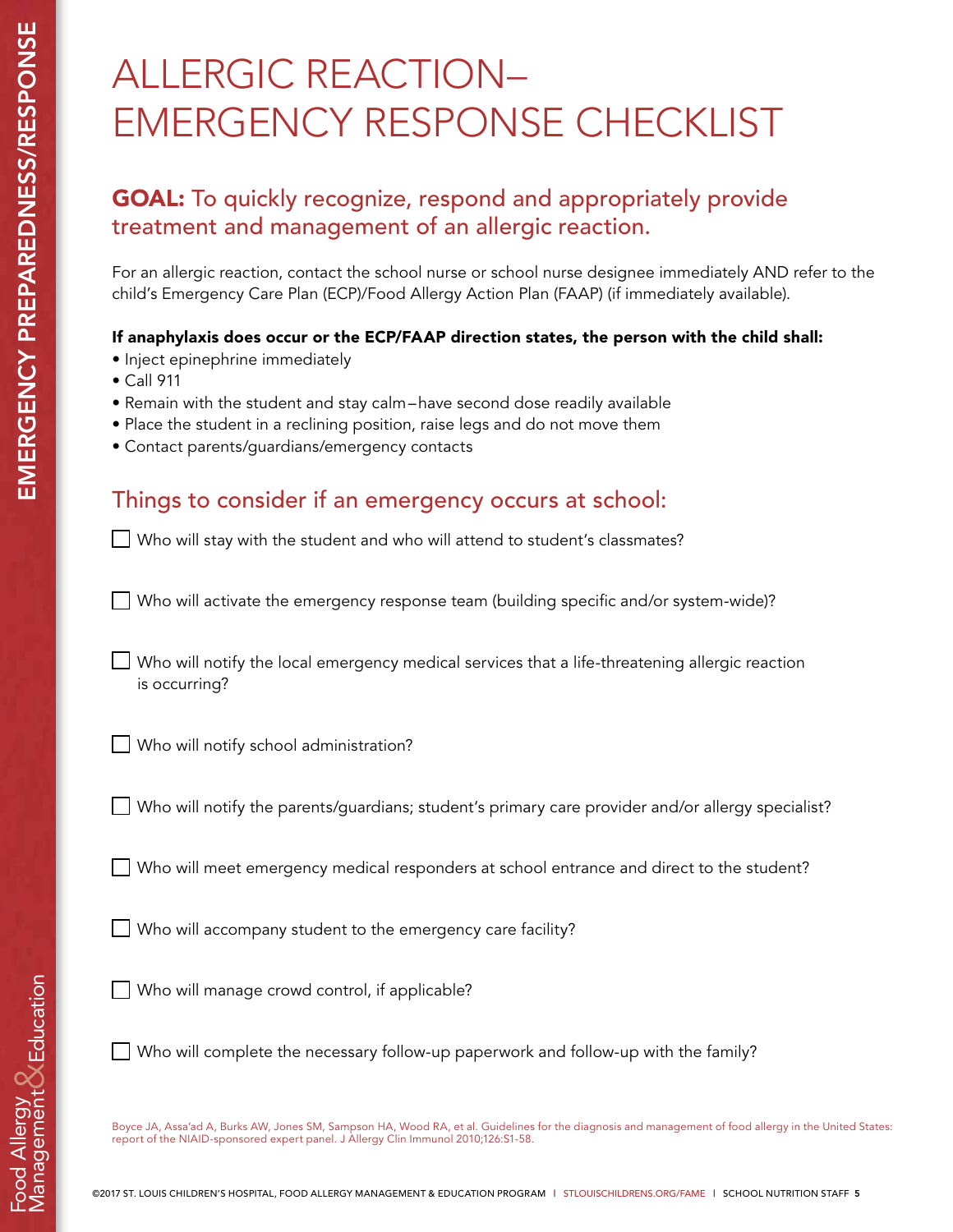# ALLERGIC REACTION– EMERGENCY RESPONSE CHECKLIST

## **GOAL:** To quickly recognize, respond and appropriately provide treatment and management of an allergic reaction.

For an allergic reaction, contact the school nurse or school nurse designee immediately AND refer to the child's Emergency Care Plan (ECP)/Food Allergy Action Plan (FAAP) (if immediately available).

**If anaphylaxis does occur or the ECP/FAAP direction states, the person with the child shall:**

- Inject epinephrine immediately
- Call 911
- Remain with the student and stay calm—have second dose readily available
- Place the student in a reclining position, raise legs and do not move them
- Contact parents/guardians/emergency contacts

## Things to consider if an emergency occurs at school:

- [ ] Who will stay with the student and who will attend to student's classmates?
- [ ] Who will activate the emergency response team (building specific and/or system-wide)?
- [ ] Who will notify the local emergency medical services that a life-threatening allergic reaction is occurring?
- [ ] Who will notify school administration?
- [ ] Who will notify the parents/guardians; student's primary care provider and/or allergy specialist?
- [ ] Who will meet emergency medical responders at school entrance and direct to the student?
- [ ] Who will accompany student to the emergency care facility?
- [ ] Who will manage crowd control, if applicable?
- [ ] Who will complete the necessary follow-up paperwork and follow-up with the family?

Boyce JA, Assa'ad A, Burks AW, Jones SM, Sampson HA, Wood RA, et al. Guidelines for the diagnosis and management of food allergy in the United States: report of the NIAID-sponsored expert panel. J Allergy Clin Immunol 2010;126:S1-58.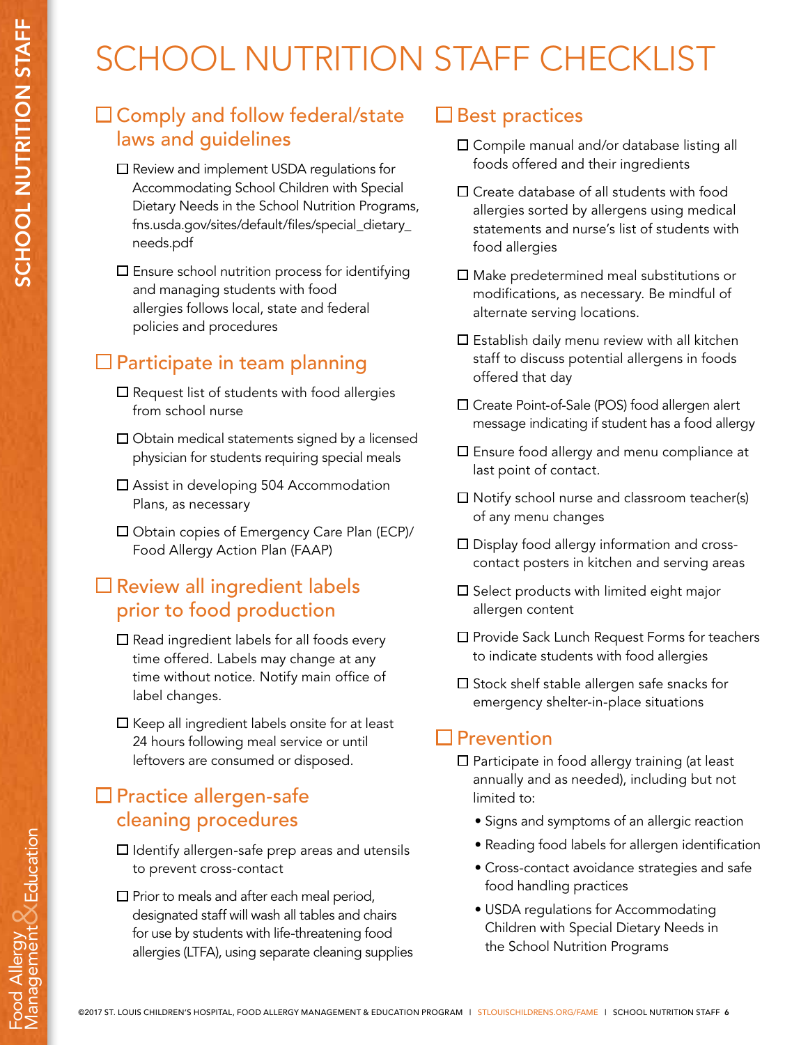# SCHOOL NUTRITION STAFF CHECKLIST

## ☐ Comply and follow federal/state laws and guidelines

- ☐ Review and implement USDA regulations for Accommodating School Children with Special Dietary Needs in the School Nutrition Programs, fns.usda.gov/sites/default/files/special_dietary_needs.pdf
- ☐ Ensure school nutrition process for identifying and managing students with food allergies follows local, state and federal policies and procedures

## ☐ Participate in team planning

- ☐ Request list of students with food allergies from school nurse
- ☐ Obtain medical statements signed by a licensed physician for students requiring special meals
- ☐ Assist in developing 504 Accommodation Plans, as necessary
- ☐ Obtain copies of Emergency Care Plan (ECP)/ Food Allergy Action Plan (FAAP)

## ☐ Review all ingredient labels prior to food production

- ☐ Read ingredient labels for all foods every time offered. Labels may change at any time without notice. Notify main office of label changes.
- ☐ Keep all ingredient labels onsite for at least 24 hours following meal service or until leftovers are consumed or disposed.

## ☐ Practice allergen-safe cleaning procedures

- ☐ Identify allergen-safe prep areas and utensils to prevent cross-contact
- ☐ Prior to meals and after each meal period, designated staff will wash all tables and chairs for use by students with life-threatening food allergies (LTFA), using separate cleaning supplies

## ☐ Best practices

- ☐ Compile manual and/or database listing all foods offered and their ingredients
- ☐ Create database of all students with food allergies sorted by allergens using medical statements and nurse's list of students with food allergies
- ☐ Make predetermined meal substitutions or modifications, as necessary. Be mindful of alternate serving locations.
- ☐ Establish daily menu review with all kitchen staff to discuss potential allergens in foods offered that day
- ☐ Create Point-of-Sale (POS) food allergen alert message indicating if student has a food allergy
- ☐ Ensure food allergy and menu compliance at last point of contact.
- ☐ Notify school nurse and classroom teacher(s) of any menu changes
- ☐ Display food allergy information and cross-contact posters in kitchen and serving areas
- ☐ Select products with limited eight major allergen content
- ☐ Provide Sack Lunch Request Forms for teachers to indicate students with food allergies
- ☐ Stock shelf stable allergen safe snacks for emergency shelter-in-place situations

## ☐ Prevention

- ☐ Participate in food allergy training (at least annually and as needed), including but not limited to:
  - Signs and symptoms of an allergic reaction
  - Reading food labels for allergen identification
  - Cross-contact avoidance strategies and safe food handling practices
  - USDA regulations for Accommodating Children with Special Dietary Needs in the School Nutrition Programs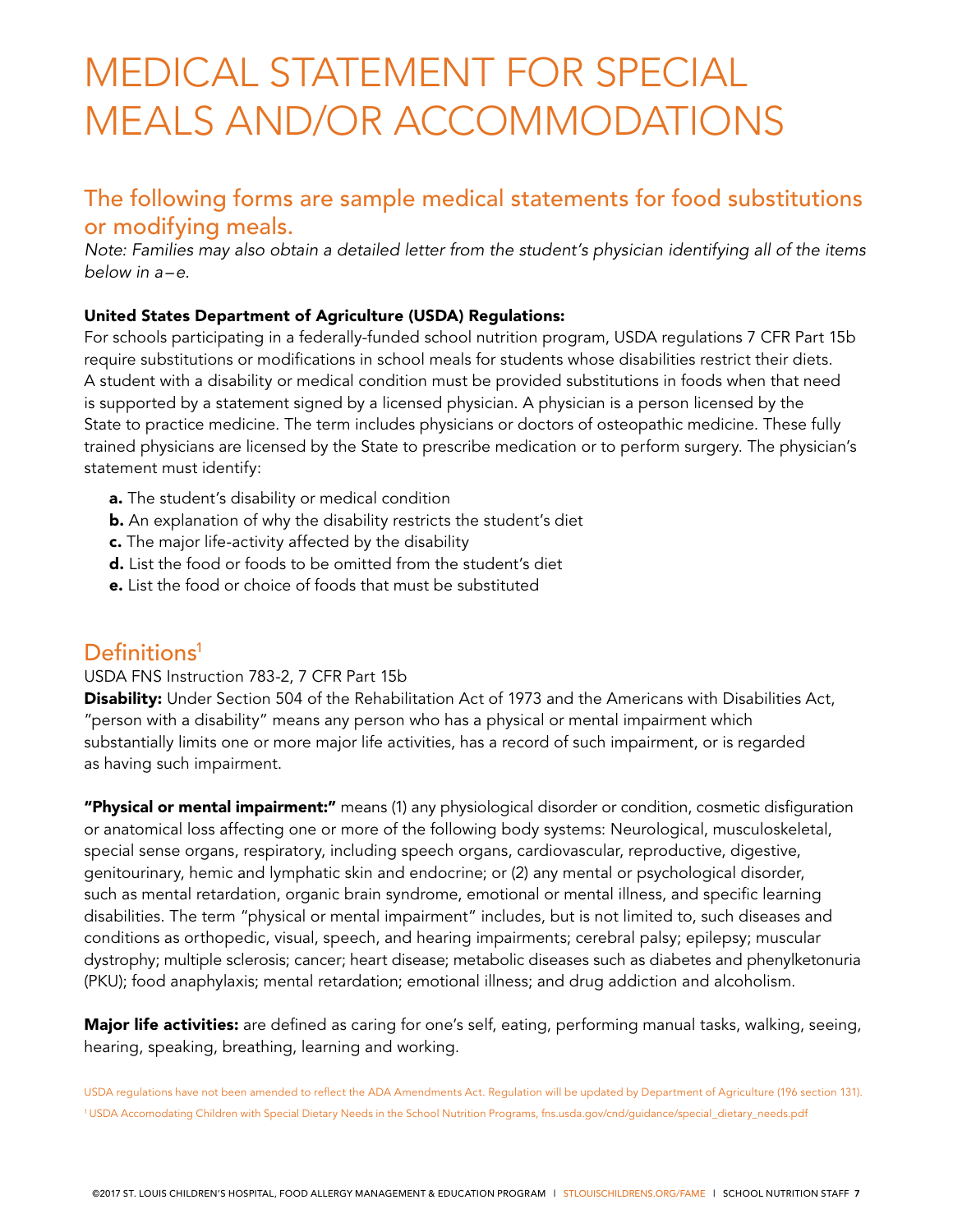# MEDICAL STATEMENT FOR SPECIAL MEALS AND/OR ACCOMMODATIONS

## The following forms are sample medical statements for food substitutions or modifying meals.

*Note: Families may also obtain a detailed letter from the student's physician identifying all of the items below in a–e.*

**United States Department of Agriculture (USDA) Regulations:**

For schools participating in a federally-funded school nutrition program, USDA regulations 7 CFR Part 15b require substitutions or modifications in school meals for students whose disabilities restrict their diets. A student with a disability or medical condition must be provided substitutions in foods when that need is supported by a statement signed by a licensed physician. A physician is a person licensed by the State to practice medicine. The term includes physicians or doctors of osteopathic medicine. These fully trained physicians are licensed by the State to prescribe medication or to perform surgery. The physician's statement must identify:

- **a.** The student's disability or medical condition
- **b.** An explanation of why the disability restricts the student's diet
- **c.** The major life-activity affected by the disability
- **d.** List the food or foods to be omitted from the student's diet
- **e.** List the food or choice of foods that must be substituted

## Definitions[1]

USDA FNS Instruction 783-2, 7 CFR Part 15b

**Disability:** Under Section 504 of the Rehabilitation Act of 1973 and the Americans with Disabilities Act, "person with a disability" means any person who has a physical or mental impairment which substantially limits one or more major life activities, has a record of such impairment, or is regarded as having such impairment.

**"Physical or mental impairment:"** means (1) any physiological disorder or condition, cosmetic disfiguration or anatomical loss affecting one or more of the following body systems: Neurological, musculoskeletal, special sense organs, respiratory, including speech organs, cardiovascular, reproductive, digestive, genitourinary, hemic and lymphatic skin and endocrine; or (2) any mental or psychological disorder, such as mental retardation, organic brain syndrome, emotional or mental illness, and specific learning disabilities. The term "physical or mental impairment" includes, but is not limited to, such diseases and conditions as orthopedic, visual, speech, and hearing impairments; cerebral palsy; epilepsy; muscular dystrophy; multiple sclerosis; cancer; heart disease; metabolic diseases such as diabetes and phenylketonuria (PKU); food anaphylaxis; mental retardation; emotional illness; and drug addiction and alcoholism.

**Major life activities:** are defined as caring for one's self, eating, performing manual tasks, walking, seeing, hearing, speaking, breathing, learning and working.

USDA regulations have not been amended to reflect the ADA Amendments Act. Regulation will be updated by Department of Agriculture (196 section 131).

[1] USDA Accomodating Children with Special Dietary Needs in the School Nutrition Programs, fns.usda.gov/cnd/guidance/special_dietary_needs.pdf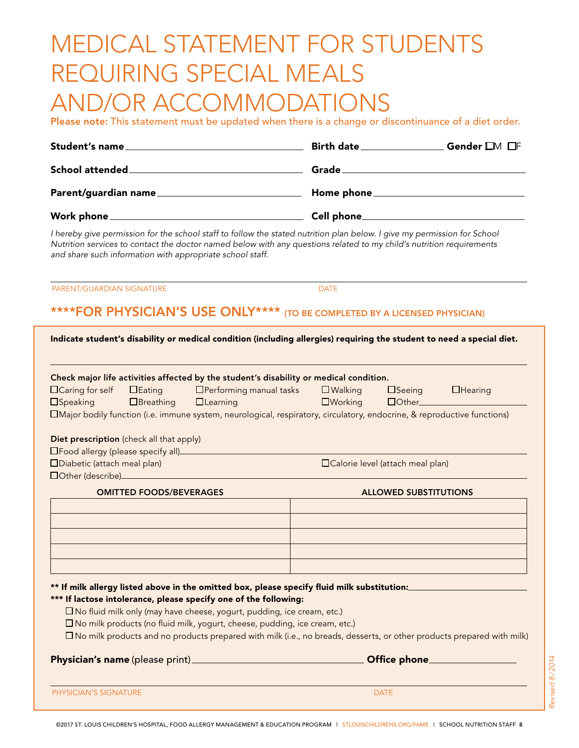# MEDICAL STATEMENT FOR STUDENTS REQUIRING SPECIAL MEALS AND/OR ACCOMMODATIONS

**Please note:** This statement must be updated when there is a change or discontinuance of a diet order.

**Student's name** ______________________ **Birth date** ____________ **Gender** ☐M ☐F

**School attended** ______________________ **Grade** ______________________

**Parent/guardian name** ______________________ **Home phone** ______________________

**Work phone** ______________________ **Cell phone** ______________________

*I hereby give permission for the school staff to follow the stated nutrition plan below. I give my permission for School Nutrition services to contact the doctor named below with any questions related to my child's nutrition requirements and share such information with appropriate school staff.*

______________________________________________

PARENT/GUARDIAN SIGNATURE DATE

## ****FOR PHYSICIAN'S USE ONLY**** (TO BE COMPLETED BY A LICENSED PHYSICIAN)

**Indicate student's disability or medical condition (including allergies) requiring the student to need a special diet.**

______________________________________________

**Check major life activities affected by the student's disability or medical condition.**

☐Caring for self ☐Eating ☐Performing manual tasks ☐Walking ☐Seeing ☐Hearing

☐Speaking ☐Breathing ☐Learning ☐Working ☐Other______________

☐Major bodily function (i.e. immune system, neurological, respiratory, circulatory, endocrine, & reproductive functions)

**Diet prescription** (check all that apply)

☐Food allergy (please specify all)______________________

☐Diabetic (attach meal plan) ☐Calorie level (attach meal plan)

☐Other (describe)______________________

| OMITTED FOODS/BEVERAGES | ALLOWED SUBSTITUTIONS |
|---|---|
| | |
| | |
| | |
| | |
| | |

**** If milk allergy listed above in the omitted box, please specify fluid milk substitution:**______________

***** If lactose intolerance, please specify one of the following:**

- ☐ No fluid milk only (may have cheese, yogurt, pudding, ice cream, etc.)
- ☐ No milk products (no fluid milk, yogurt, cheese, pudding, ice cream, etc.)
- ☐ No milk products and no products prepared with milk (i.e., no breads, desserts, or other products prepared with milk)

**Physician's name** (please print)______________________ **Office phone**______________

______________________________________________

PHYSICIAN'S SIGNATURE DATE

*Revised 8/2014*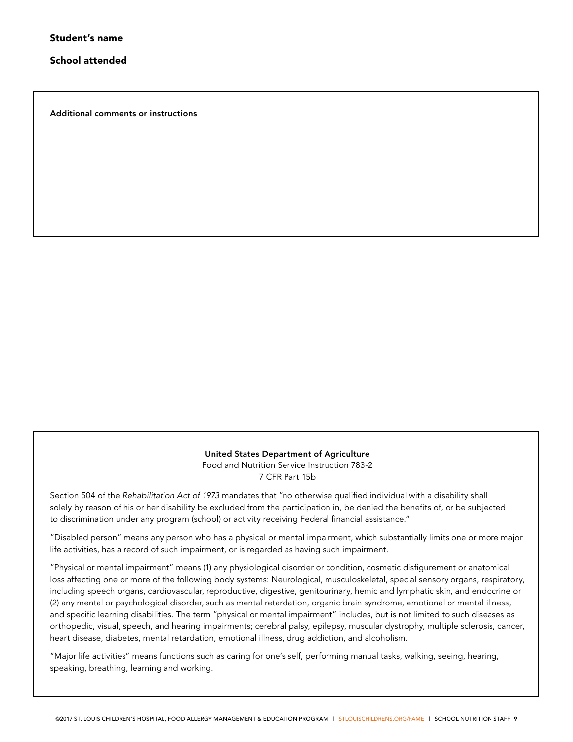**Student's name** ____________________________________________

**School attended** ____________________________________________

**Additional comments or instructions**

**United States Department of Agriculture**

Food and Nutrition Service Instruction 783-2

7 CFR Part 15b

Section 504 of the *Rehabilitation Act of 1973* mandates that "no otherwise qualified individual with a disability shall solely by reason of his or her disability be excluded from the participation in, be denied the benefits of, or be subjected to discrimination under any program (school) or activity receiving Federal financial assistance."

"Disabled person" means any person who has a physical or mental impairment, which substantially limits one or more major life activities, has a record of such impairment, or is regarded as having such impairment.

"Physical or mental impairment" means (1) any physiological disorder or condition, cosmetic disfigurement or anatomical loss affecting one or more of the following body systems: Neurological, musculoskeletal, special sensory organs, respiratory, including speech organs, cardiovascular, reproductive, digestive, genitourinary, hemic and lymphatic skin, and endocrine or (2) any mental or psychological disorder, such as mental retardation, organic brain syndrome, emotional or mental illness, and specific learning disabilities. The term "physical or mental impairment" includes, but is not limited to such diseases as orthopedic, visual, speech, and hearing impairments; cerebral palsy, epilepsy, muscular dystrophy, multiple sclerosis, cancer, heart disease, diabetes, mental retardation, emotional illness, drug addiction, and alcoholism.

"Major life activities" means functions such as caring for one's self, performing manual tasks, walking, seeing, hearing, speaking, breathing, learning and working.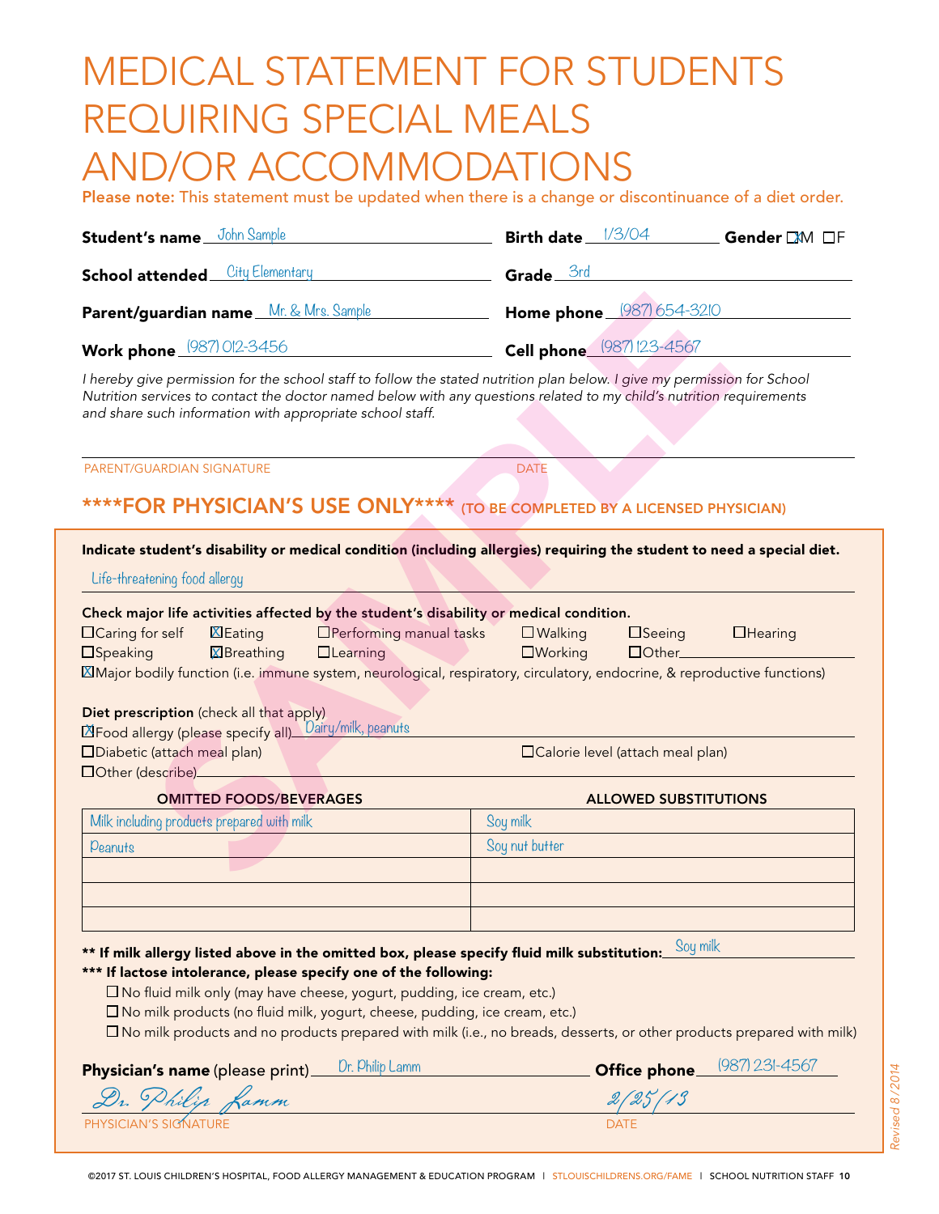# MEDICAL STATEMENT FOR STUDENTS REQUIRING SPECIAL MEALS AND/OR ACCOMMODATIONS

**Please note:** This statement must be updated when there is a change or discontinuance of a diet order.

**Student's name** John Sample **Birth date** 1/3/04 **Gender** ☒M ☐F

**School attended** City Elementary **Grade** 3rd

**Parent/guardian name** Mr. & Mrs. Sample **Home phone** (987) 654-3210

**Work phone** (987) 012-3456 **Cell phone** (987) 123-4567

*I hereby give permission for the school staff to follow the stated nutrition plan below. I give my permission for School Nutrition services to contact the doctor named below with any questions related to my child's nutrition requirements and share such information with appropriate school staff.*

PARENT/GUARDIAN SIGNATURE DATE

## ****FOR PHYSICIAN'S USE ONLY**** (TO BE COMPLETED BY A LICENSED PHYSICIAN)

**Indicate student's disability or medical condition (including allergies) requiring the student to need a special diet.**

Life-threatening food allergy

**Check major life activities affected by the student's disability or medical condition.**

☐Caring for self ☒Eating ☐Performing manual tasks ☐Walking ☐Seeing ☐Hearing
☐Speaking ☒Breathing ☐Learning ☐Working ☐Other
☒Major bodily function (i.e. immune system, neurological, respiratory, circulatory, endocrine, & reproductive functions)

**Diet prescription** (check all that apply)
☒Food allergy (please specify all) Dairy/milk, peanuts
☐Diabetic (attach meal plan) ☐Calorie level (attach meal plan)
☐Other (describe)

| OMITTED FOODS/BEVERAGES | ALLOWED SUBSTITUTIONS |
|---|---|
| Milk including products prepared with milk | Soy milk |
| Peanuts | Soy nut butter |
| | |
| | |
| | |

**** If milk allergy listed above in the omitted box, please specify fluid milk substitution:** Soy milk

***** If lactose intolerance, please specify one of the following:**

- ☐ No fluid milk only (may have cheese, yogurt, pudding, ice cream, etc.)
- ☐ No milk products (no fluid milk, yogurt, cheese, pudding, ice cream, etc.)
- ☐ No milk products and no products prepared with milk (i.e., no breads, desserts, or other products prepared with milk)

**Physician's name** (please print) Dr. Philip Lamm **Office phone** (987) 231-4567

Dr. Philip Lamm 2/25/13
PHYSICIAN'S SIGNATURE DATE

*Revised 8/2014*

©2017 ST. LOUIS CHILDREN'S HOSPITAL, FOOD ALLERGY MANAGEMENT & EDUCATION PROGRAM | STLOUISCHILDRENS.ORG/FAME | SCHOOL NUTRITION STAFF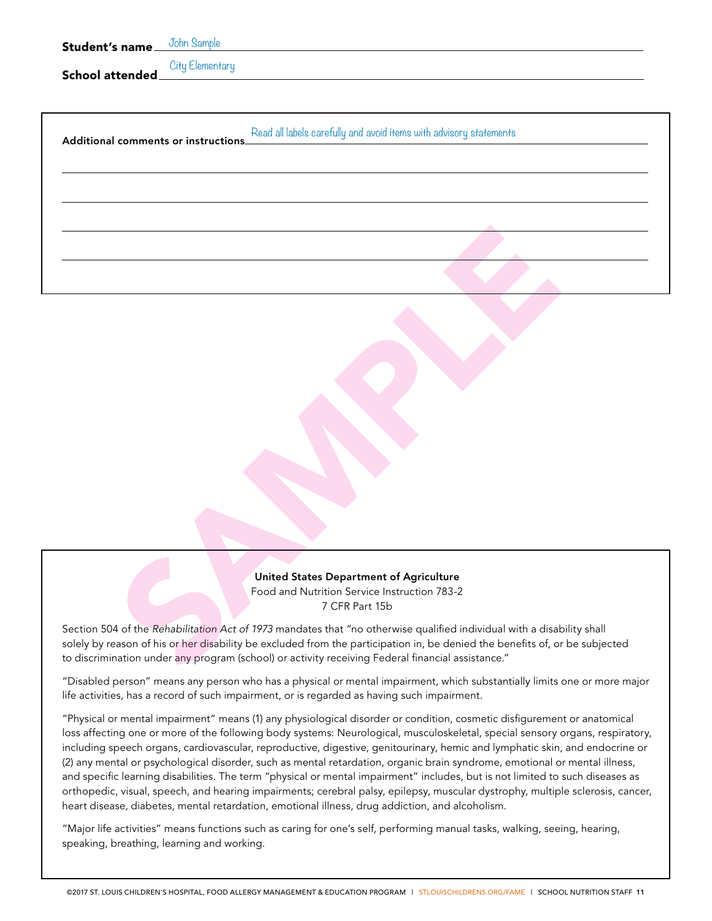**Student's name** John Sample

**School attended** City Elementary

**Additional comments or instructions** Read all labels carefully and avoid items with advisory statements

SAMPLE

**United States Department of Agriculture**
Food and Nutrition Service Instruction 783-2
7 CFR Part 15b

Section 504 of the *Rehabilitation Act of 1973* mandates that "no otherwise qualified individual with a disability shall solely by reason of his or her disability be excluded from the participation in, be denied the benefits of, or be subjected to discrimination under any program (school) or activity receiving Federal financial assistance."

"Disabled person" means any person who has a physical or mental impairment, which substantially limits one or more major life activities, has a record of such impairment, or is regarded as having such impairment.

"Physical or mental impairment" means (1) any physiological disorder or condition, cosmetic disfigurement or anatomical loss affecting one or more of the following body systems: Neurological, musculoskeletal, special sensory organs, respiratory, including speech organs, cardiovascular, reproductive, digestive, genitourinary, hemic and lymphatic skin, and endocrine or (2) any mental or psychological disorder, such as mental retardation, organic brain syndrome, emotional or mental illness, and specific learning disabilities. The term "physical or mental impairment" includes, but is not limited to such diseases as orthopedic, visual, speech, and hearing impairments; cerebral palsy, epilepsy, muscular dystrophy, multiple sclerosis, cancer, heart disease, diabetes, mental retardation, emotional illness, drug addiction, and alcoholism.

"Major life activities" means functions such as caring for one's self, performing manual tasks, walking, seeing, hearing, speaking, breathing, learning and working.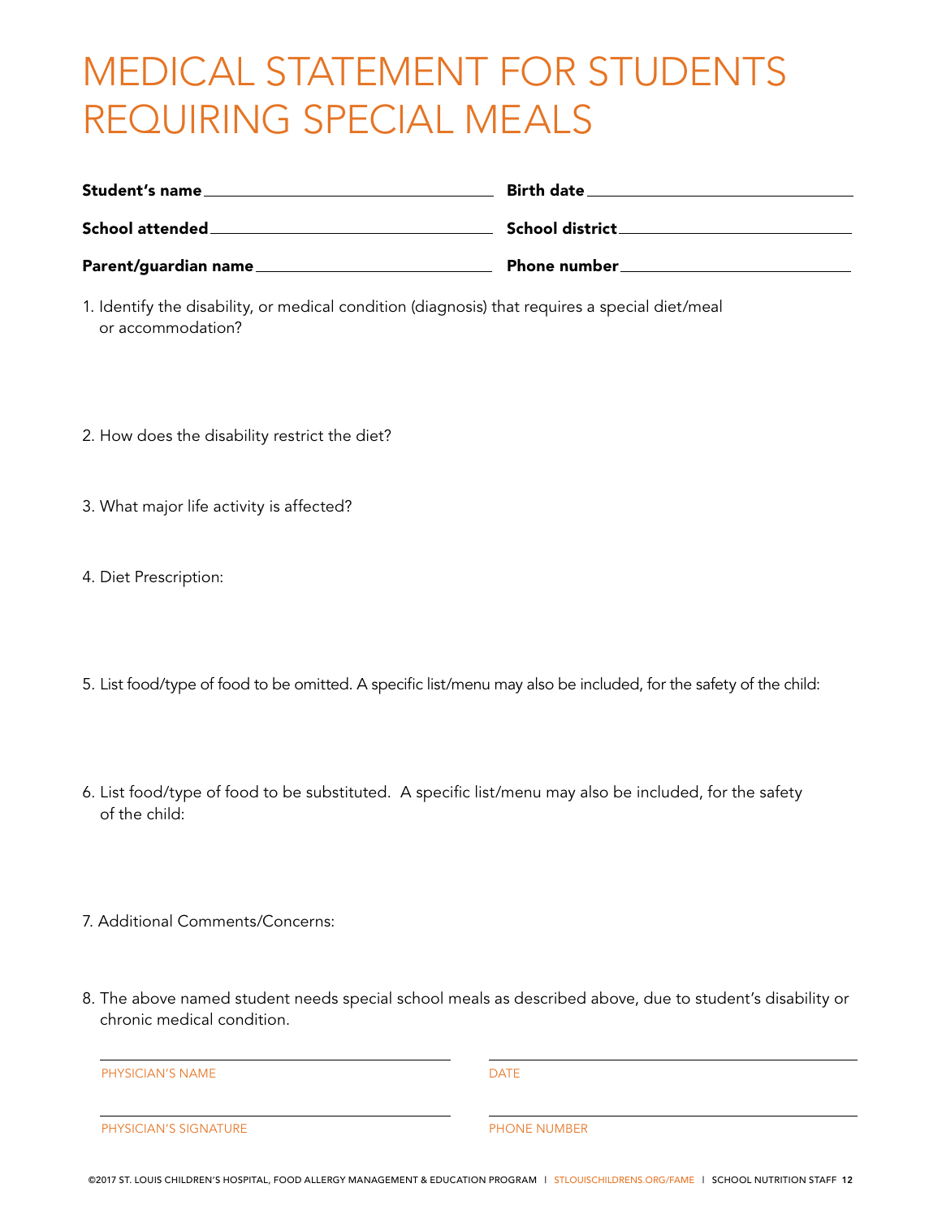# MEDICAL STATEMENT FOR STUDENTS REQUIRING SPECIAL MEALS

**Student's name** ______________________________ **Birth date** ______________________________

**School attended** ______________________________ **School district** ______________________________

**Parent/guardian name** ______________________________ **Phone number** ______________________________

1. Identify the disability, or medical condition (diagnosis) that requires a special diet/meal or accommodation?

2. How does the disability restrict the diet?

3. What major life activity is affected?

4. Diet Prescription:

5. List food/type of food to be omitted. A specific list/menu may also be included, for the safety of the child:

6. List food/type of food to be substituted. A specific list/menu may also be included, for the safety of the child:

7. Additional Comments/Concerns:

8. The above named student needs special school meals as described above, due to student's disability or chronic medical condition.

______________________________ ______________________________
PHYSICIAN'S NAME DATE

______________________________ ______________________________
PHYSICIAN'S SIGNATURE PHONE NUMBER

©2017 ST. LOUIS CHILDREN'S HOSPITAL, FOOD ALLERGY MANAGEMENT & EDUCATION PROGRAM | STLOUISCHILDRENS.ORG/FAME | SCHOOL NUTRITION STAFF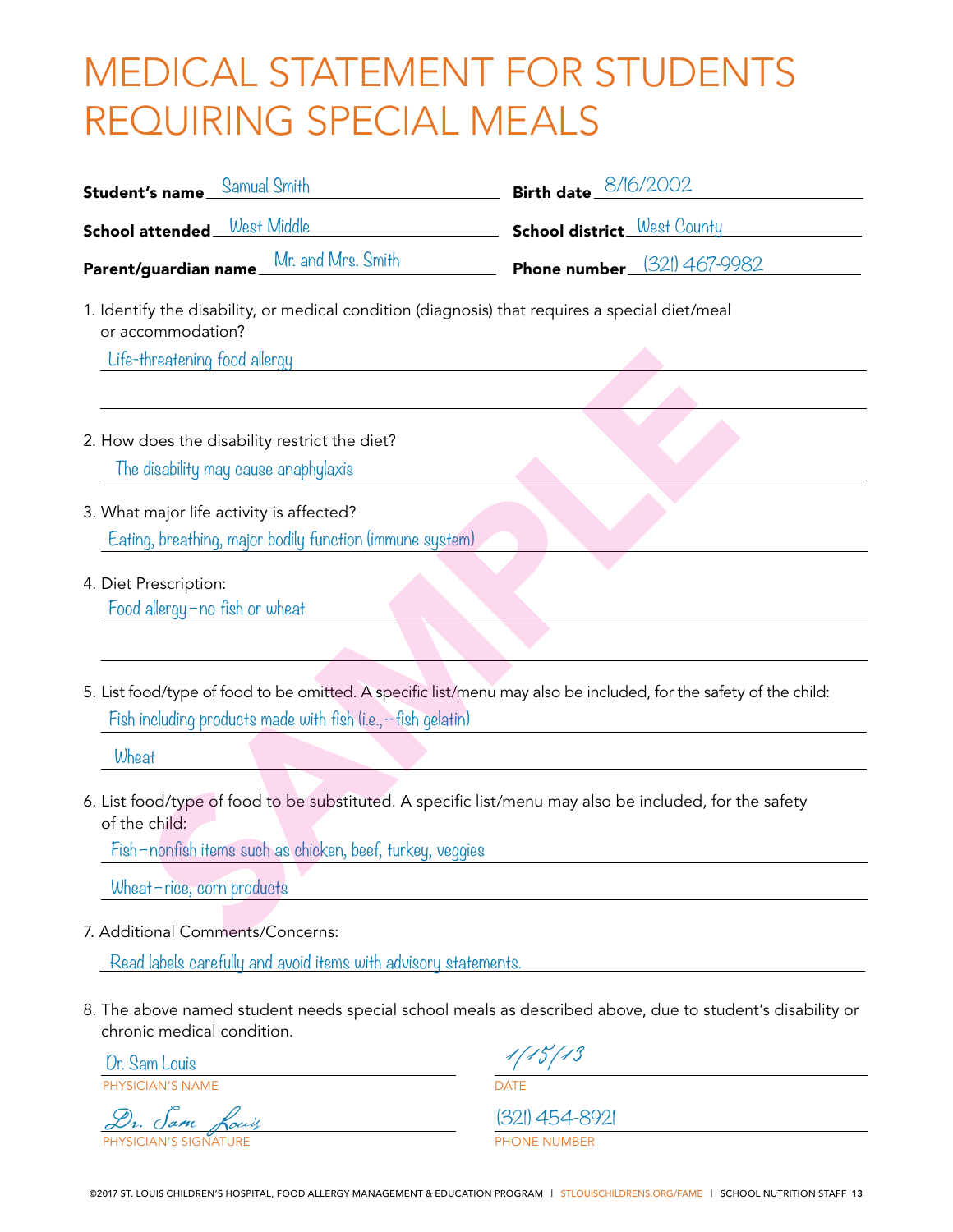# MEDICAL STATEMENT FOR STUDENTS REQUIRING SPECIAL MEALS

**Student's name** Samual Smith **Birth date** 8/16/2002

**School attended** West Middle **School district** West County

**Parent/guardian name** Mr. and Mrs. Smith **Phone number** (321) 467-9982

1. Identify the disability, or medical condition (diagnosis) that requires a special diet/meal or accommodation?

   Life-threatening food allergy

2. How does the disability restrict the diet?

   The disability may cause anaphylaxis

3. What major life activity is affected?

   Eating, breathing, major bodily function (immune system)

4. Diet Prescription:

   Food allergy–no fish or wheat

5. List food/type of food to be omitted. A specific list/menu may also be included, for the safety of the child:

   Fish including products made with fish (i.e.,–fish gelatin)

   Wheat

6. List food/type of food to be substituted. A specific list/menu may also be included, for the safety of the child:

   Fish–nonfish items such as chicken, beef, turkey, veggies

   Wheat–rice, corn products

7. Additional Comments/Concerns:

   Read labels carefully and avoid items with advisory statements.

8. The above named student needs special school meals as described above, due to student's disability or chronic medical condition.

Dr. Sam Louis
PHYSICIAN'S NAME

1/15/13
DATE

Dr. Sam Louis
PHYSICIAN'S SIGNATURE

(321) 454-8921
PHONE NUMBER

SAMPLE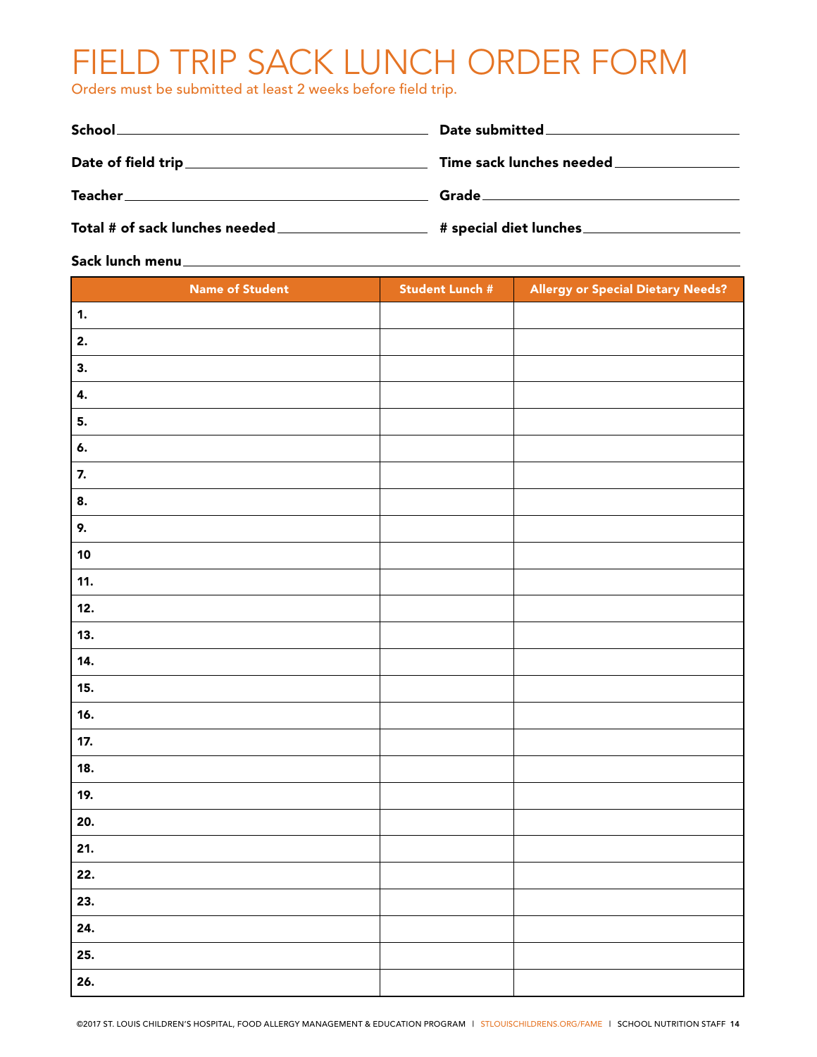# FIELD TRIP SACK LUNCH ORDER FORM

Orders must be submitted at least 2 weeks before field trip.

**School** ______________________ **Date submitted** ______________________

**Date of field trip** ______________________ **Time sack lunches needed** ______________________

**Teacher** ______________________ **Grade** ______________________

**Total # of sack lunches needed** ______________________ **# special diet lunches** ______________________

**Sack lunch menu** ______________________

| Name of Student | Student Lunch # | Allergy or Special Dietary Needs? |
|---|---|---|
| **1.** | | |
| **2.** | | |
| **3.** | | |
| **4.** | | |
| **5.** | | |
| **6.** | | |
| **7.** | | |
| **8.** | | |
| **9.** | | |
| **10** | | |
| **11.** | | |
| **12.** | | |
| **13.** | | |
| **14.** | | |
| **15.** | | |
| **16.** | | |
| **17.** | | |
| **18.** | | |
| **19.** | | |
| **20.** | | |
| **21.** | | |
| **22.** | | |
| **23.** | | |
| **24.** | | |
| **25.** | | |
| **26.** | | |

©2017 ST. LOUIS CHILDREN'S HOSPITAL, FOOD ALLERGY MANAGEMENT & EDUCATION PROGRAM | STLOUISCHILDRENS.ORG/FAME | SCHOOL NUTRITION STAFF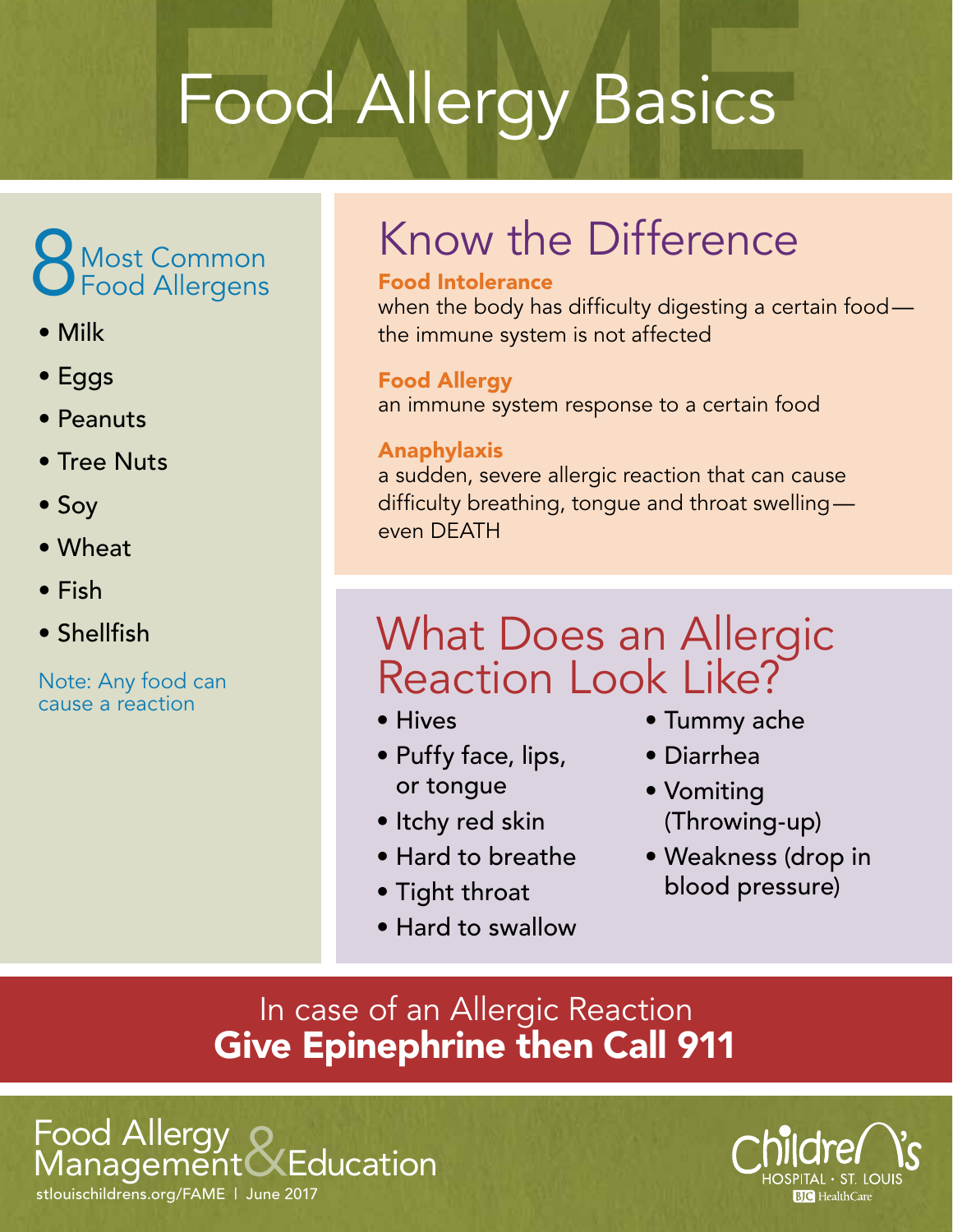# Food Allergy Basics

## 8 Most Common Food Allergens

- Milk
- Eggs
- Peanuts
- Tree Nuts
- Soy
- Wheat
- Fish
- Shellfish

Note: Any food can cause a reaction

## Know the Difference

**Food Intolerance**
when the body has difficulty digesting a certain food—the immune system is not affected

**Food Allergy**
an immune system response to a certain food

**Anaphylaxis**
a sudden, severe allergic reaction that can cause difficulty breathing, tongue and throat swelling—even DEATH

## What Does an Allergic Reaction Look Like?

- Hives
- Puffy face, lips, or tongue
- Itchy red skin
- Hard to breathe
- Tight throat
- Hard to swallow
- Tummy ache
- Diarrhea
- Vomiting (Throwing-up)
- Weakness (drop in blood pressure)

In case of an Allergic Reaction
**Give Epinephrine then Call 911**

Food Allergy Management & Education
stlouischildrens.org/FAME | June 2017

Children's Hospital · St. Louis
BJC HealthCare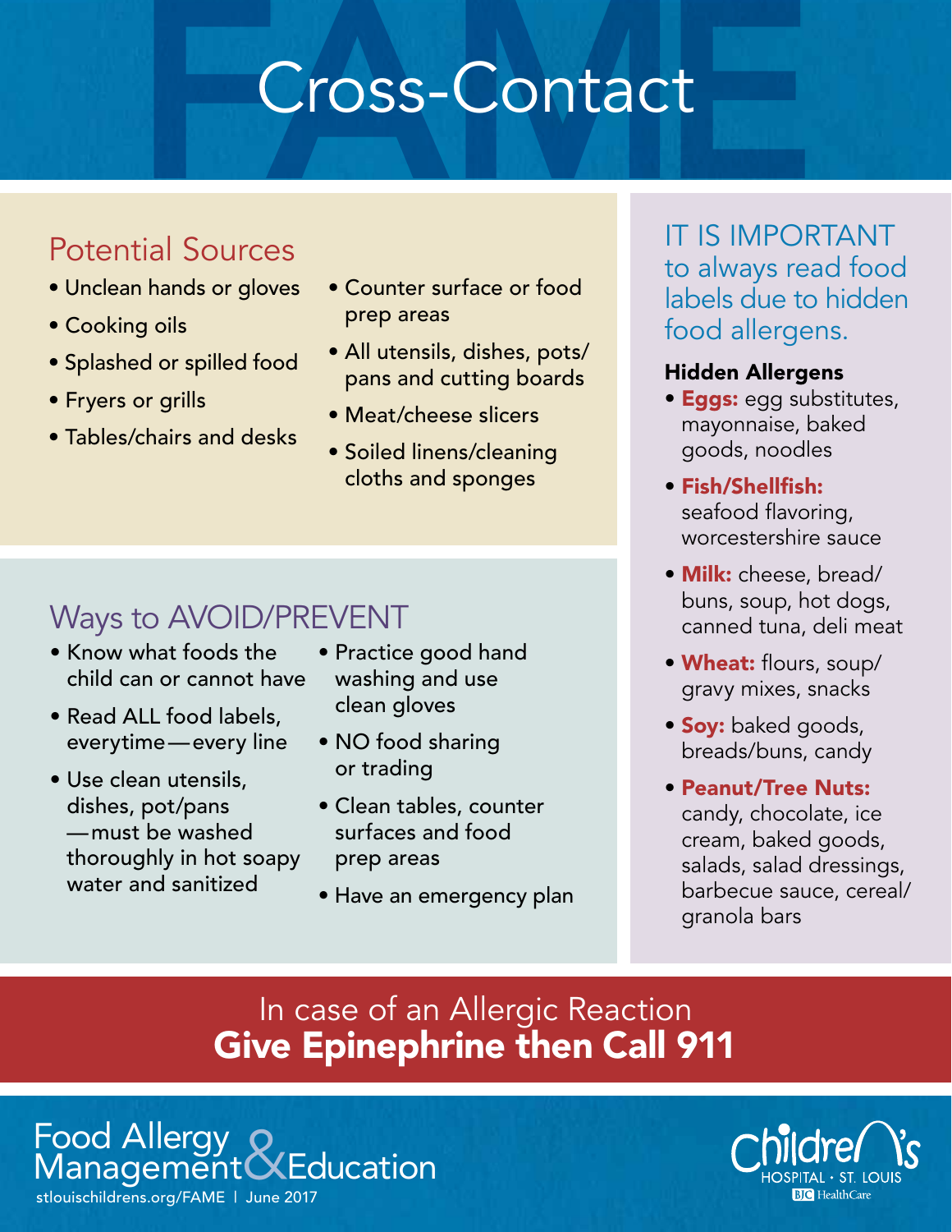# Cross-Contact

## Potential Sources

- Unclean hands or gloves
- Cooking oils
- Splashed or spilled food
- Fryers or grills
- Tables/chairs and desks
- Counter surface or food prep areas
- All utensils, dishes, pots/pans and cutting boards
- Meat/cheese slicers
- Soiled linens/cleaning cloths and sponges

## Ways to AVOID/PREVENT

- Know what foods the child can or cannot have
- Read ALL food labels, everytime—every line
- Use clean utensils, dishes, pot/pans—must be washed thoroughly in hot soapy water and sanitized
- Practice good hand washing and use clean gloves
- NO food sharing or trading
- Clean tables, counter surfaces and food prep areas
- Have an emergency plan

## IT IS IMPORTANT to always read food labels due to hidden food allergens.

### Hidden Allergens

- **Eggs:** egg substitutes, mayonnaise, baked goods, noodles
- **Fish/Shellfish:** seafood flavoring, worcestershire sauce
- **Milk:** cheese, bread/buns, soup, hot dogs, canned tuna, deli meat
- **Wheat:** flours, soup/gravy mixes, snacks
- **Soy:** baked goods, breads/buns, candy
- **Peanut/Tree Nuts:** candy, chocolate, ice cream, baked goods, salads, salad dressings, barbecue sauce, cereal/granola bars

In case of an Allergic Reaction
**Give Epinephrine then Call 911**

Food Allergy Management & Education
stlouischildrens.org/FAME | June 2017

Children's Hospital · St. Louis
BJC HealthCare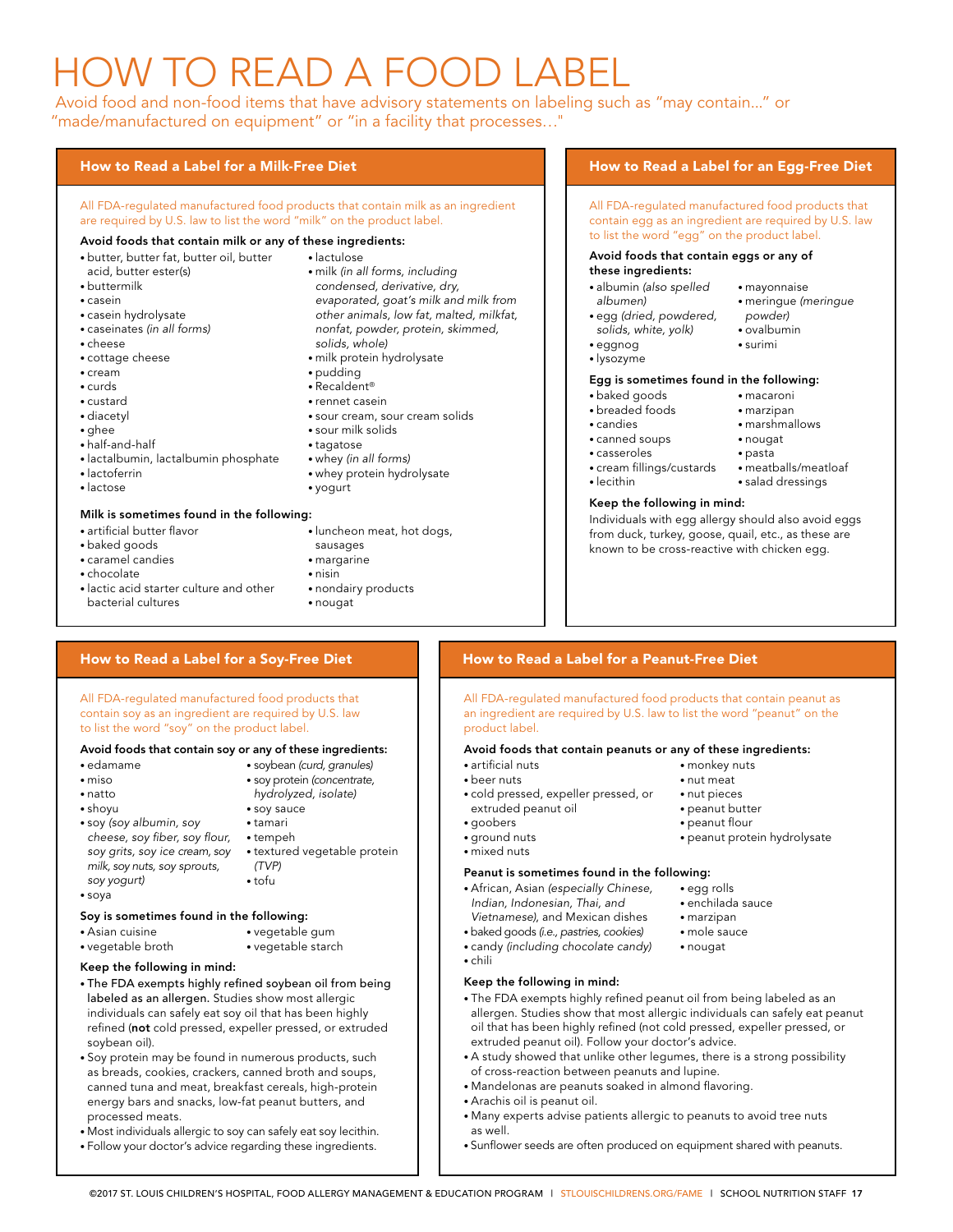# HOW TO READ A FOOD LABEL

Avoid food and non-food items that have advisory statements on labeling such as "may contain..." or "made/manufactured on equipment" or "in a facility that processes..."

## How to Read a Label for a Milk-Free Diet

All FDA-regulated manufactured food products that contain milk as an ingredient are required by U.S. law to list the word "milk" on the product label.

**Avoid foods that contain milk or any of these ingredients:**

- butter, butter fat, butter oil, butter acid, butter ester(s)
- buttermilk
- casein
- casein hydrolysate
- caseinates *(in all forms)*
- cheese
- cottage cheese
- cream
- curds
- custard
- diacetyl
- ghee
- half-and-half
- lactalbumin, lactalbumin phosphate
- lactoferrin
- lactose
- lactulose
- milk *(in all forms, including condensed, derivative, dry, evaporated, goat's milk and milk from other animals, low fat, malted, milkfat, nonfat, powder, protein, skimmed, solids, whole)*
- milk protein hydrolysate
- pudding
- Recaldent®
- rennet casein
- sour cream, sour cream solids
- sour milk solids
- tagatose
- whey *(in all forms)*
- whey protein hydrolysate
- yogurt

**Milk is sometimes found in the following:**

- artificial butter flavor
- baked goods
- caramel candies
- chocolate
- lactic acid starter culture and other bacterial cultures
- luncheon meat, hot dogs, sausages
- margarine
- nisin
- nondairy products
- nougat

## How to Read a Label for an Egg-Free Diet

All FDA-regulated manufactured food products that contain egg as an ingredient are required by U.S. law to list the word "egg" on the product label.

**Avoid foods that contain eggs or any of these ingredients:**

- albumin *(also spelled albumen)*
- egg *(dried, powdered, solids, white, yolk)*
- eggnog
- lysozyme
- mayonnaise
- meringue *(meringue powder)*
- ovalbumin
- surimi

**Egg is sometimes found in the following:**

- baked goods
- breaded foods
- candies
- canned soups
- casseroles
- cream fillings/custards
- lecithin
- macaroni
- marzipan
- marshmallows
- nougat
- pasta
- meatballs/meatloaf
- salad dressings

**Keep the following in mind:**

Individuals with egg allergy should also avoid eggs from duck, turkey, goose, quail, etc., as these are known to be cross-reactive with chicken egg.

## How to Read a Label for a Soy-Free Diet

All FDA-regulated manufactured food products that contain soy as an ingredient are required by U.S. law to list the word "soy" on the product label.

**Avoid foods that contain soy or any of these ingredients:**

- edamame
- miso
- natto
- shoyu
- soy *(soy albumin, soy cheese, soy fiber, soy flour, soy grits, soy ice cream, soy milk, soy nuts, soy sprouts, soy yogurt)*
- soya
- soybean *(curd, granules)*
- soy protein *(concentrate, hydrolyzed, isolate)*
- soy sauce
- tamari
- tempeh
- textured vegetable protein *(TVP)*
- tofu

**Soy is sometimes found in the following:**

- Asian cuisine
- vegetable broth
- vegetable gum
- vegetable starch

**Keep the following in mind:**

- **The FDA exempts highly refined soybean oil from being labeled as an allergen.** Studies show most allergic individuals can safely eat soy oil that has been highly refined (**not** cold pressed, expeller pressed, or extruded soybean oil).
- Soy protein may be found in numerous products, such as breads, cookies, crackers, canned broth and soups, canned tuna and meat, breakfast cereals, high-protein energy bars and snacks, low-fat peanut butters, and processed meats.
- Most individuals allergic to soy can safely eat soy lecithin.
- Follow your doctor's advice regarding these ingredients.

## How to Read a Label for a Peanut-Free Diet

All FDA-regulated manufactured food products that contain peanut as an ingredient are required by U.S. law to list the word "peanut" on the product label.

**Avoid foods that contain peanuts or any of these ingredients:**

- artificial nuts
- beer nuts
- cold pressed, expeller pressed, or extruded peanut oil
- goobers
- ground nuts
- mixed nuts
- monkey nuts
- nut meat
- nut pieces
- peanut butter
- peanut flour
- peanut protein hydrolysate

**Peanut is sometimes found in the following:**

- African, Asian *(especially Chinese, Indian, Indonesian, Thai, and Vietnamese)*, and Mexican dishes
- baked goods *(i.e., pastries, cookies)*
- candy *(including chocolate candy)*
- chili
- egg rolls
- enchilada sauce
- marzipan
- mole sauce
- nougat

**Keep the following in mind:**

- The FDA exempts highly refined peanut oil from being labeled as an allergen. Studies show that most allergic individuals can safely eat peanut oil that has been highly refined (not cold pressed, expeller pressed, or extruded peanut oil). Follow your doctor's advice.
- A study showed that unlike other legumes, there is a strong possibility of cross-reaction between peanuts and lupine.
- Mandelonas are peanuts soaked in almond flavoring.
- Arachis oil is peanut oil.
- Many experts advise patients allergic to peanuts to avoid tree nuts as well.
- Sunflower seeds are often produced on equipment shared with peanuts.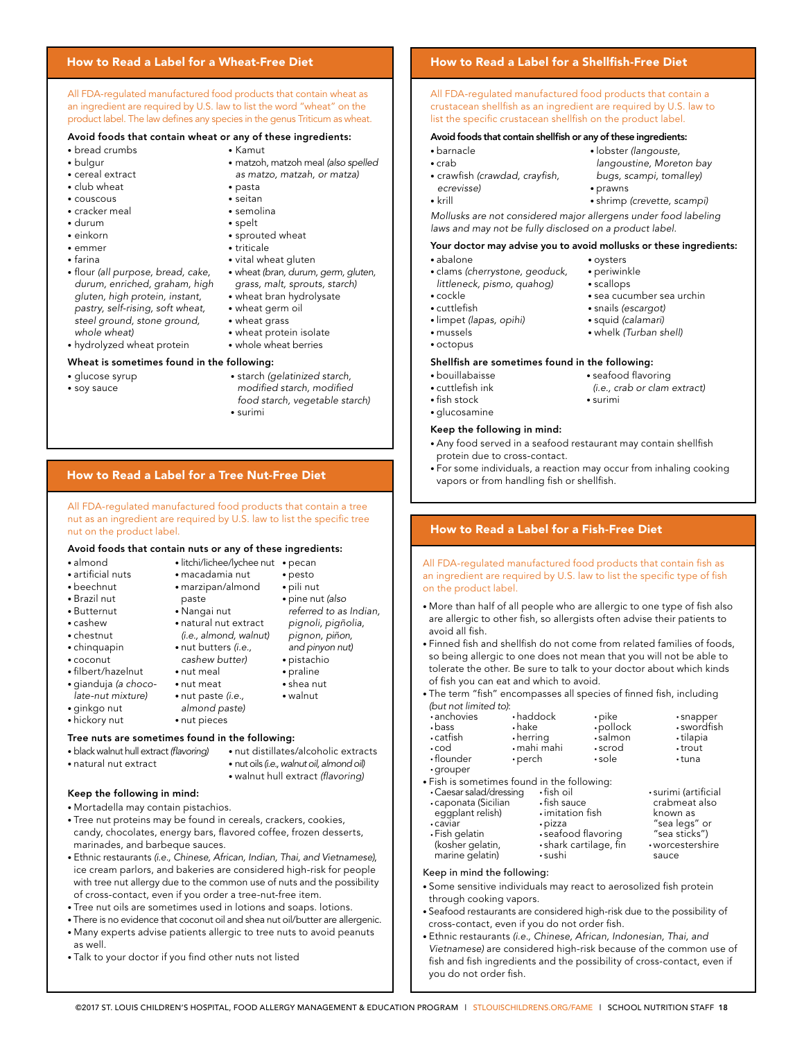## How to Read a Label for a Wheat-Free Diet

All FDA-regulated manufactured food products that contain wheat as an ingredient are required by U.S. law to list the word "wheat" on the product label. The law defines any species in the genus Triticum as wheat.

**Avoid foods that contain wheat or any of these ingredients:**

- bread crumbs
- bulgur
- cereal extract
- club wheat
- couscous
- cracker meal
- durum
- einkorn
- emmer
- farina
- flour *(all purpose, bread, cake, durum, enriched, graham, high gluten, high protein, instant, pastry, self-rising, soft wheat, steel ground, stone ground, whole wheat)*
- hydrolyzed wheat protein
- Kamut
- matzoh, matzoh meal *(also spelled as matzo, matzah, or matza)*
- pasta
- seitan
- semolina
- spelt
- sprouted wheat
- triticale
- vital wheat gluten
- wheat *(bran, durum, germ, gluten, grass, malt, sprouts, starch)*
- wheat bran hydrolysate
- wheat germ oil
- wheat grass
- wheat protein isolate
- whole wheat berries

**Wheat is sometimes found in the following:**

- glucose syrup
- soy sauce
- starch *(gelatinized starch, modified starch, modified food starch, vegetable starch)*
- surimi

## How to Read a Label for a Tree Nut-Free Diet

All FDA-regulated manufactured food products that contain a tree nut as an ingredient are required by U.S. law to list the specific tree nut on the product label.

**Avoid foods that contain nuts or any of these ingredients:**

- almond
- artificial nuts
- beechnut
- Brazil nut
- Butternut
- cashew
- chestnut
- chinquapin
- coconut
- filbert/hazelnut
- gianduja *(a chocolate-nut mixture)*
- ginkgo nut
- hickory nut
- litchi/lichee/lychee nut
- macadamia nut
- marzipan/almond paste
- Nangai nut
- natural nut extract *(i.e., almond, walnut)*
- nut butters *(i.e., cashew butter)*
- nut meal
- nut meat
- nut paste *(i.e., almond paste)*
- nut pieces
- pecan
- pesto
- pili nut
- pine nut *(also referred to as Indian, pignoli, pigñolia, pignon, piñon, and pinyon nut)*
- pistachio
- praline
- shea nut
- walnut

**Tree nuts are sometimes found in the following:**

- black walnut hull extract *(flavoring)*
- natural nut extract
- nut distillates/alcoholic extracts
- nut oils *(i.e., walnut oil, almond oil)*
- walnut hull extract *(flavoring)*

**Keep the following in mind:**

- Mortadella may contain pistachios.
- Tree nut proteins may be found in cereals, crackers, cookies, candy, chocolates, energy bars, flavored coffee, frozen desserts, marinades, and barbeque sauces.
- Ethnic restaurants *(i.e., Chinese, African, Indian, Thai, and Vietnamese)*, ice cream parlors, and bakeries are considered high-risk for people with tree nut allergy due to the common use of nuts and the possibility of cross-contact, even if you order a tree-nut-free item.
- Tree nut oils are sometimes used in lotions and soaps. lotions.
- There is no evidence that coconut oil and shea nut oil/butter are allergenic.
- Many experts advise patients allergic to tree nuts to avoid peanuts as well.
- Talk to your doctor if you find other nuts not listed

## How to Read a Label for a Shellfish-Free Diet

All FDA-regulated manufactured food products that contain a crustacean shellfish as an ingredient are required by U.S. law to list the specific crustacean shellfish on the product label.

**Avoid foods that contain shellfish or any of these ingredients:**

- barnacle
- crab
- crawfish *(crawdad, crayfish, ecrevisse)*
- krill
- lobster *(langouste, langoustine, Moreton bay bugs, scampi, tomalley)*
- prawns
- shrimp *(crevette, scampi)*

*Mollusks are not considered major allergens under food labeling laws and may not be fully disclosed on a product label.*

**Your doctor may advise you to avoid mollusks or these ingredients:**

- abalone
- clams *(cherrystone, geoduck, littleneck, pismo, quahog)*
- cockle
- cuttlefish
- limpet *(lapas, opihi)*
- mussels
- octopus
- oysters
- periwinkle
- scallops
- sea cucumber sea urchin
- snails *(escargot)*
- squid *(calamari)*
- whelk *(Turban shell)*

**Shellfish are sometimes found in the following:**

- bouillabaisse
- cuttlefish ink
- fish stock
- glucosamine
- seafood flavoring *(i.e., crab or clam extract)*
- surimi

**Keep the following in mind:**

- Any food served in a seafood restaurant may contain shellfish protein due to cross-contact.
- For some individuals, a reaction may occur from inhaling cooking vapors or from handling fish or shellfish.

## How to Read a Label for a Fish-Free Diet

All FDA-regulated manufactured food products that contain fish as an ingredient are required by U.S. law to list the specific type of fish on the product label.

- More than half of all people who are allergic to one type of fish also are allergic to other fish, so allergists often advise their patients to avoid all fish.
- Finned fish and shellfish do not come from related families of foods, so being allergic to one does not mean that you will not be able to tolerate the other. Be sure to talk to your doctor about which kinds of fish you can eat and which to avoid.
- The term "fish" encompasses all species of finned fish, including *(but not limited to)*:
  - anchovies
  - bass
  - catfish
  - cod
  - flounder
  - grouper
  - haddock
  - hake
  - herring
  - mahi mahi
  - perch
  - pike
  - pollock
  - salmon
  - scrod
  - sole
  - snapper
  - swordfish
  - tilapia
  - trout
  - tuna
- Fish is sometimes found in the following:
  - Caesar salad/dressing
  - caponata (Sicilian eggplant relish)
  - caviar
  - Fish gelatin (kosher gelatin, marine gelatin)
  - fish oil
  - fish sauce
  - imitation fish
  - pizza
  - seafood flavoring
  - shark cartilage, fin
  - sushi
  - surimi (artificial crabmeat also known as "sea legs" or "sea sticks")
  - worcestershire sauce

Keep in mind the following:

- Some sensitive individuals may react to aerosolized fish protein through cooking vapors.
- Seafood restaurants are considered high-risk due to the possibility of cross-contact, even if you do not order fish.
- Ethnic restaurants *(i.e., Chinese, African, Indonesian, Thai, and Vietnamese)* are considered high-risk because of the common use of fish and fish ingredients and the possibility of cross-contact, even if you do not order fish.

©2017 ST. LOUIS CHILDREN'S HOSPITAL, FOOD ALLERGY MANAGEMENT & EDUCATION PROGRAM | STLOUISCHILDRENS.ORG/FAME | SCHOOL NUTRITION STAFF